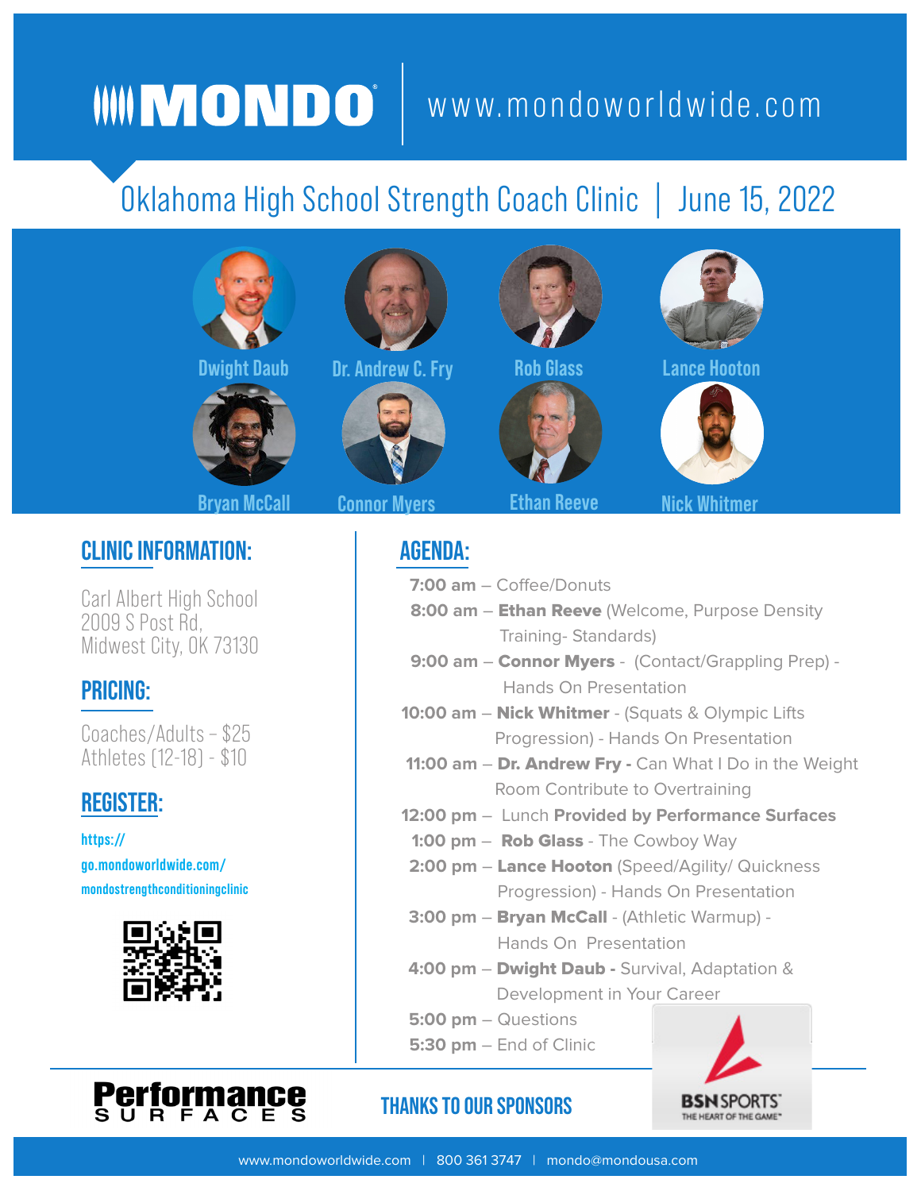# MONDO

www.mondoworldwide.com

## Oklahoma High School Strength Coach Clinic | June 15, 2022

Dwight Daub · Dr. Andrew C. Fry · Rob Glass · Lance Hooton

Bryan McCall · Connor Myers · Ethan Reeve · Nick Whitmer

## CLINIC INFORMATION:

Carl Albert High School
2009 S Post Rd,
Midwest City, OK 73130

## PRICING:

Coaches/Adults – $25
Athletes (12-18) - $10

## REGISTER:

https://go.mondoworldwide.com/mondostrengthconditioningclinic

## AGENDA:

- **7:00 am** – Coffee/Donuts
- **8:00 am** – **Ethan Reeve** (Welcome, Purpose Density Training- Standards)
- **9:00 am** – **Connor Myers** - (Contact/Grappling Prep) - Hands On Presentation
- **10:00 am** – **Nick Whitmer** - (Squats & Olympic Lifts Progression) - Hands On Presentation
- **11:00 am** – **Dr. Andrew Fry -** Can What I Do in the Weight Room Contribute to Overtraining
- **12:00 pm** – Lunch **Provided by Performance Surfaces**
- **1:00 pm** – **Rob Glass** - The Cowboy Way
- **2:00 pm** – **Lance Hooton** (Speed/Agility/ Quickness Progression) - Hands On Presentation
- **3:00 pm** – **Bryan McCall** - (Athletic Warmup) - Hands On Presentation
- **4:00 pm** – **Dwight Daub -** Survival, Adaptation & Development in Your Career
- **5:00 pm** – Questions
- **5:30 pm** – End of Clinic

Performance SURFACES

THANKS TO OUR SPONSORS

BSN SPORTS THE HEART OF THE GAME

www.mondoworldwide.com | 800 361 3747 | mondo@mondousa.com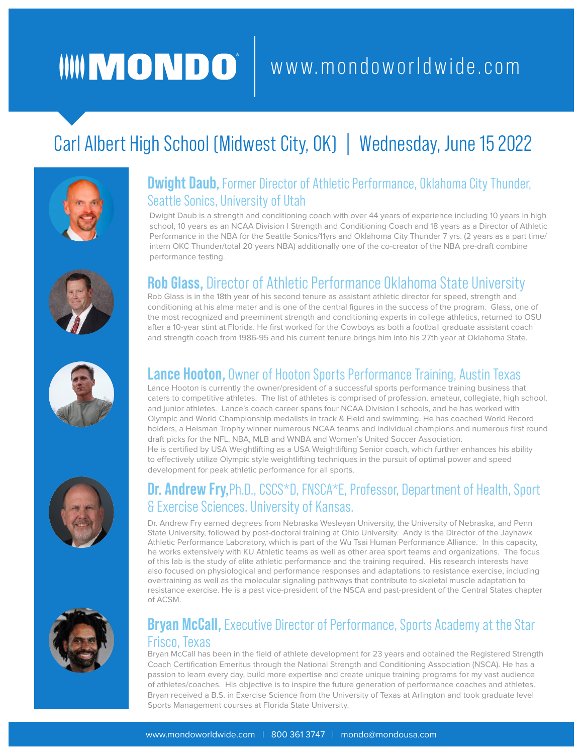# MONDO | www.mondoworldwide.com

## Carl Albert High School (Midwest City, OK) | Wednesday, June 15 2022

### **Dwight Daub,** Former Director of Athletic Performance, Oklahoma City Thunder, Seattle Sonics, University of Utah

Dwight Daub is a strength and conditioning coach with over 44 years of experience including 10 years in high school, 10 years as an NCAA Division I Strength and Conditioning Coach and 18 years as a Director of Athletic Performance in the NBA for the Seattle Sonics/11yrs and Oklahoma City Thunder 7 yrs. (2 years as a part time/ intern OKC Thunder/total 20 years NBA) additionally one of the co-creator of the NBA pre-draft combine performance testing.

### **Rob Glass,** Director of Athletic Performance Oklahoma State University

Rob Glass is in the 18th year of his second tenure as assistant athletic director for speed, strength and conditioning at his alma mater and is one of the central figures in the success of the program. Glass, one of the most recognized and preeminent strength and conditioning experts in college athletics, returned to OSU after a 10-year stint at Florida. He first worked for the Cowboys as both a football graduate assistant coach and strength coach from 1986-95 and his current tenure brings him into his 27th year at Oklahoma State.

### **Lance Hooton,** Owner of Hooton Sports Performance Training, Austin Texas

Lance Hooton is currently the owner/president of a successful sports performance training business that caters to competitive athletes. The list of athletes is comprised of profession, amateur, collegiate, high school, and junior athletes. Lance's coach career spans four NCAA Division I schools, and he has worked with Olympic and World Championship medalists in track & Field and swimming. He has coached World Record holders, a Heisman Trophy winner numerous NCAA teams and individual champions and numerous first round draft picks for the NFL, NBA, MLB and WNBA and Women's United Soccer Association.
He is certified by USA Weightlifting as a USA Weightlifting Senior coach, which further enhances his ability to effectively utilize Olympic style weightlifting techniques in the pursuit of optimal power and speed development for peak athletic performance for all sports.

### **Dr. Andrew Fry,** Ph.D., CSCS*D, FNSCA*E, Professor, Department of Health, Sport & Exercise Sciences, University of Kansas.

Dr. Andrew Fry earned degrees from Nebraska Wesleyan University, the University of Nebraska, and Penn State University, followed by post-doctoral training at Ohio University. Andy is the Director of the Jayhawk Athletic Performance Laboratory, which is part of the Wu Tsai Human Performance Alliance. In this capacity, he works extensively with KU Athletic teams as well as other area sport teams and organizations. The focus of this lab is the study of elite athletic performance and the training required. His research interests have also focused on physiological and performance responses and adaptations to resistance exercise, including overtraining as well as the molecular signaling pathways that contribute to skeletal muscle adaptation to resistance exercise. He is a past vice-president of the NSCA and past-president of the Central States chapter of ACSM.

### **Bryan McCall,** Executive Director of Performance, Sports Academy at the Star Frisco, Texas

Bryan McCall has been in the field of athlete development for 23 years and obtained the Registered Strength Coach Certification Emeritus through the National Strength and Conditioning Association (NSCA). He has a passion to learn every day, build more expertise and create unique training programs for my vast audience of athletes/coaches. His objective is to inspire the future generation of performance coaches and athletes. Bryan received a B.S. in Exercise Science from the University of Texas at Arlington and took graduate level Sports Management courses at Florida State University.

www.mondoworldwide.com | 800 361 3747 | mondo@mondousa.com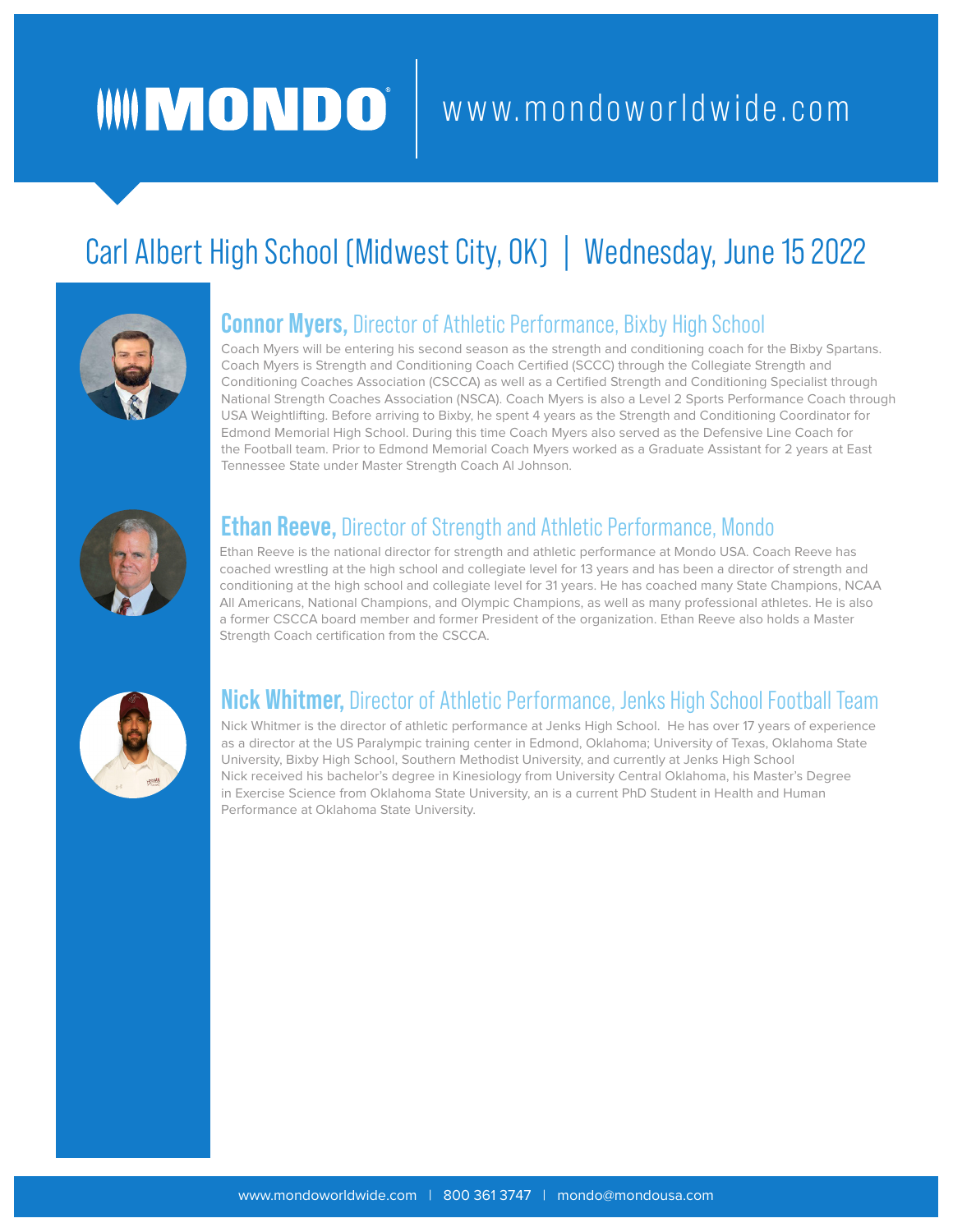# Carl Albert High School (Midwest City, OK) | Wednesday, June 15 2022

## **Connor Myers,** Director of Athletic Performance, Bixby High School

Coach Myers will be entering his second season as the strength and conditioning coach for the Bixby Spartans. Coach Myers is Strength and Conditioning Coach Certified (SCCC) through the Collegiate Strength and Conditioning Coaches Association (CSCCA) as well as a Certified Strength and Conditioning Specialist through National Strength Coaches Association (NSCA). Coach Myers is also a Level 2 Sports Performance Coach through USA Weightlifting. Before arriving to Bixby, he spent 4 years as the Strength and Conditioning Coordinator for Edmond Memorial High School. During this time Coach Myers also served as the Defensive Line Coach for the Football team. Prior to Edmond Memorial Coach Myers worked as a Graduate Assistant for 2 years at East Tennessee State under Master Strength Coach Al Johnson.

## **Ethan Reeve,** Director of Strength and Athletic Performance, Mondo

Ethan Reeve is the national director for strength and athletic performance at Mondo USA. Coach Reeve has coached wrestling at the high school and collegiate level for 13 years and has been a director of strength and conditioning at the high school and collegiate level for 31 years. He has coached many State Champions, NCAA All Americans, National Champions, and Olympic Champions, as well as many professional athletes. He is also a former CSCCA board member and former President of the organization. Ethan Reeve also holds a Master Strength Coach certification from the CSCCA.

## **Nick Whitmer,** Director of Athletic Performance, Jenks High School Football Team

Nick Whitmer is the director of athletic performance at Jenks High School. He has over 17 years of experience as a director at the US Paralympic training center in Edmond, Oklahoma; University of Texas, Oklahoma State University, Bixby High School, Southern Methodist University, and currently at Jenks High School Nick received his bachelor's degree in Kinesiology from University Central Oklahoma, his Master's Degree in Exercise Science from Oklahoma State University, an is a current PhD Student in Health and Human Performance at Oklahoma State University.